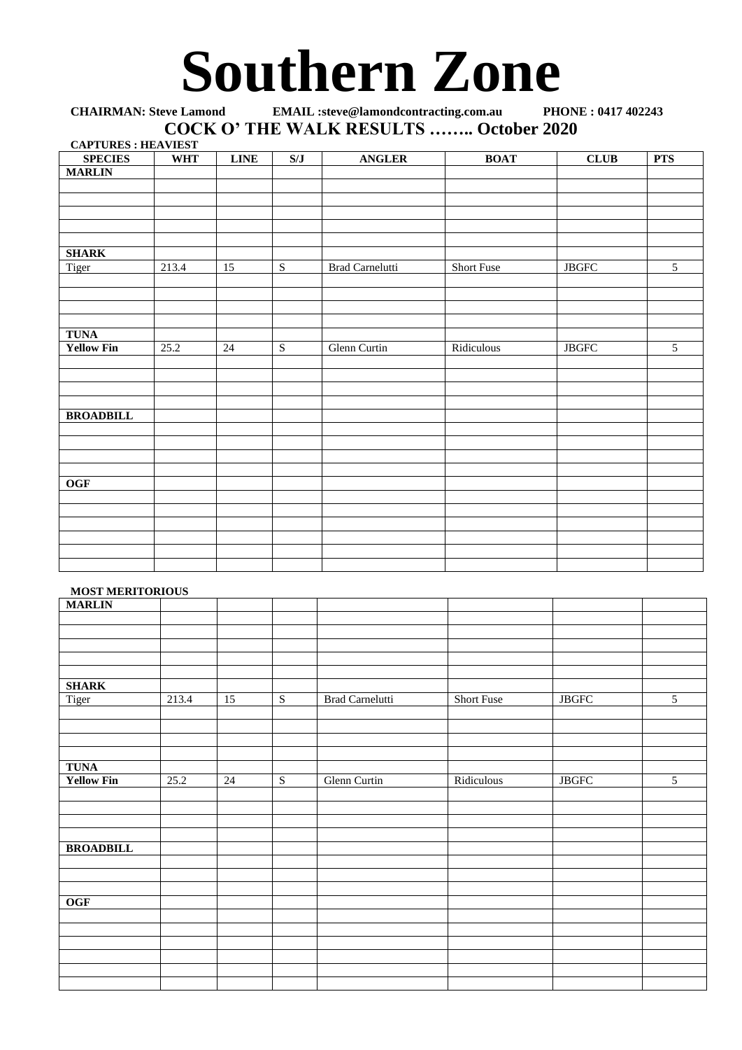# Southern Zone

**CHAIRMAN: Steve Lamond** **EMAIL :steve@lamondcontracting.com.au** **PHONE : 0417 402243**

## COCK O' THE WALK RESULTS …….. October 2020

**CAPTURES : HEAVIEST**

| SPECIES | WHT | LINE | S/J | ANGLER | BOAT | CLUB | PTS |
|---|---|---|---|---|---|---|---|
| **MARLIN** | | | | | | | |
| | | | | | | | |
| | | | | | | | |
| | | | | | | | |
| | | | | | | | |
| | | | | | | | |
| **SHARK** | | | | | | | |
| Tiger | 213.4 | 15 | S | Brad Carnelutti | Short Fuse | JBGFC | 5 |
| | | | | | | | |
| | | | | | | | |
| | | | | | | | |
| | | | | | | | |
| **TUNA** | | | | | | | |
| **Yellow Fin** | 25.2 | 24 | S | Glenn Curtin | Ridiculous | JBGFC | 5 |
| | | | | | | | |
| | | | | | | | |
| | | | | | | | |
| | | | | | | | |
| **BROADBILL** | | | | | | | |
| | | | | | | | |
| | | | | | | | |
| | | | | | | | |
| | | | | | | | |
| **OGF** | | | | | | | |
| | | | | | | | |
| | | | | | | | |
| | | | | | | | |
| | | | | | | | |
| | | | | | | | |
| | | | | | | | |

**MOST MERITORIOUS**

| | | | | | | | |
|---|---|---|---|---|---|---|---|
| **MARLIN** | | | | | | | |
| | | | | | | | |
| | | | | | | | |
| | | | | | | | |
| | | | | | | | |
| | | | | | | | |
| **SHARK** | | | | | | | |
| Tiger | 213.4 | 15 | S | Brad Carnelutti | Short Fuse | JBGFC | 5 |
| | | | | | | | |
| | | | | | | | |
| | | | | | | | |
| | | | | | | | |
| **TUNA** | | | | | | | |
| **Yellow Fin** | 25.2 | 24 | S | Glenn Curtin | Ridiculous | JBGFC | 5 |
| | | | | | | | |
| | | | | | | | |
| | | | | | | | |
| **BROADBILL** | | | | | | | |
| | | | | | | | |
| | | | | | | | |
| | | | | | | | |
| **OGF** | | | | | | | |
| | | | | | | | |
| | | | | | | | |
| | | | | | | | |
| | | | | | | | |
| | | | | | | | |
| | | | | | | | |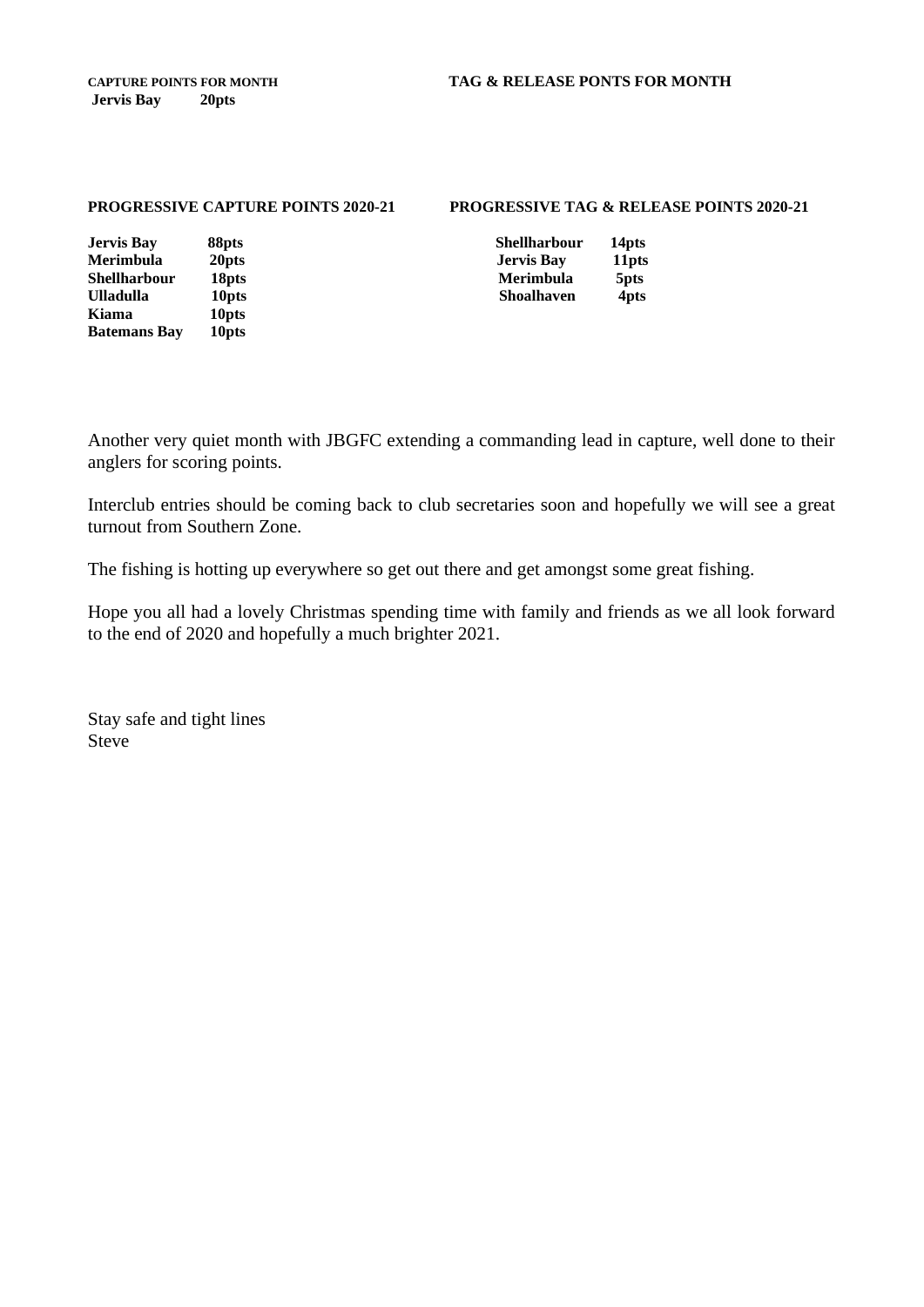**CAPTURE POINTS FOR MONTH**

| | |
|---|---|
| **Jervis Bay** | **20pts** |

**TAG & RELEASE PONTS FOR MONTH**

**PROGRESSIVE CAPTURE POINTS 2020-21**

| | |
|---|---|
| **Jervis Bay** | **88pts** |
| **Merimbula** | **20pts** |
| **Shellharbour** | **18pts** |
| **Ulladulla** | **10pts** |
| **Kiama** | **10pts** |
| **Batemans Bay** | **10pts** |

**PROGRESSIVE TAG & RELEASE POINTS 2020-21**

| | |
|---|---|
| **Shellharbour** | **14pts** |
| **Jervis Bay** | **11pts** |
| **Merimbula** | **5pts** |
| **Shoalhaven** | **4pts** |

Another very quiet month with JBGFC extending a commanding lead in capture, well done to their anglers for scoring points.

Interclub entries should be coming back to club secretaries soon and hopefully we will see a great turnout from Southern Zone.

The fishing is hotting up everywhere so get out there and get amongst some great fishing.

Hope you all had a lovely Christmas spending time with family and friends as we all look forward to the end of 2020 and hopefully a much brighter 2021.

Stay safe and tight lines
Steve